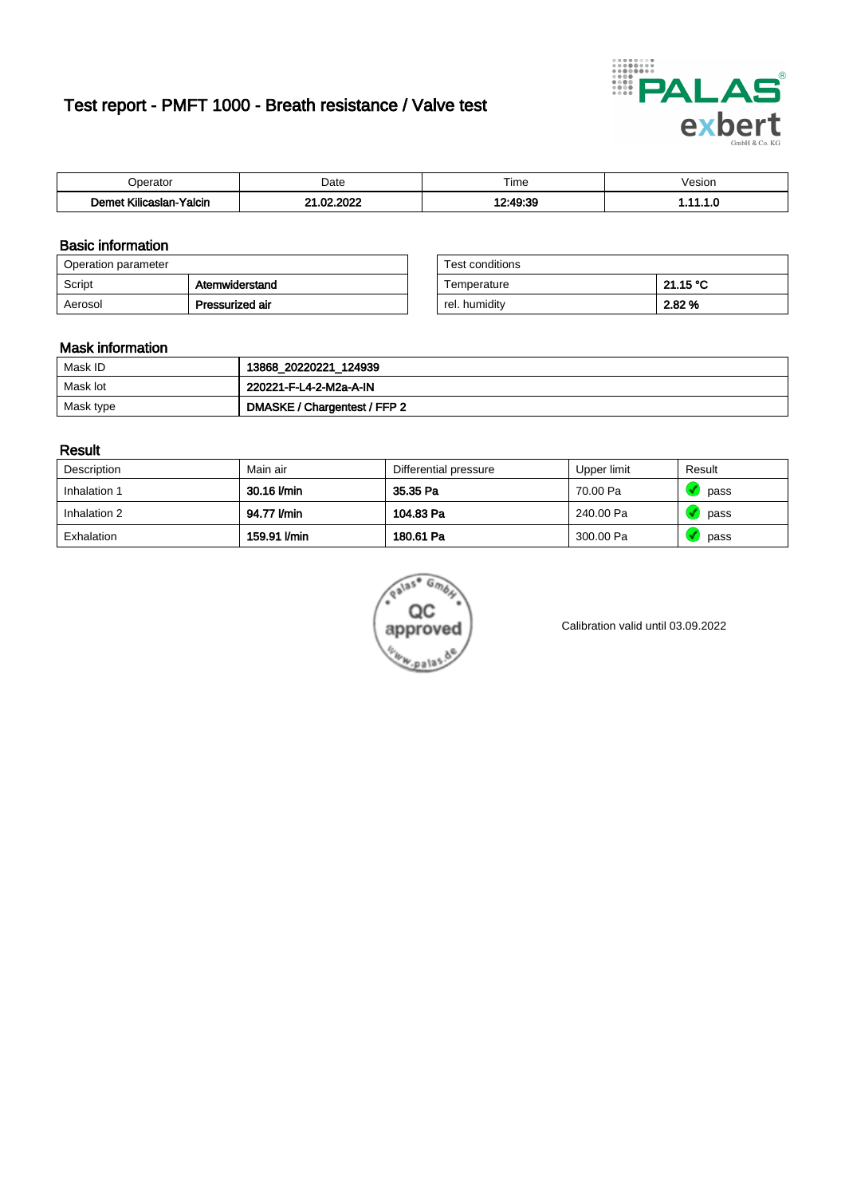# Test report - PMFT 1000 - Breath resistance / Valve test

| Operator | Date | Time | Vesion |
|---|---|---|---|
| **Demet Kilicaslan-Yalcin** | **21.02.2022** | **12:49:39** | **1.11.1.0** |

## Basic information

| Operation parameter | |
|---|---|
| Script | **Atemwiderstand** |
| Aerosol | **Pressurized air** |

| Test conditions | |
|---|---|
| Temperature | **21.15 °C** |
| rel. humidity | **2.82 %** |

## Mask information

| | |
|---|---|
| Mask ID | **13868_20220221_124939** |
| Mask lot | **220221-F-L4-2-M2a-A-IN** |
| Mask type | **DMASKE / Chargentest / FFP 2** |

## Result

| Description | Main air | Differential pressure | Upper limit | Result |
|---|---|---|---|---|
| Inhalation 1 | **30.16 l/min** | **35.35 Pa** | 70.00 Pa | pass |
| Inhalation 2 | **94.77 l/min** | **104.83 Pa** | 240.00 Pa | pass |
| Exhalation | **159.91 l/min** | **180.61 Pa** | 300.00 Pa | pass |

Calibration valid until 03.09.2022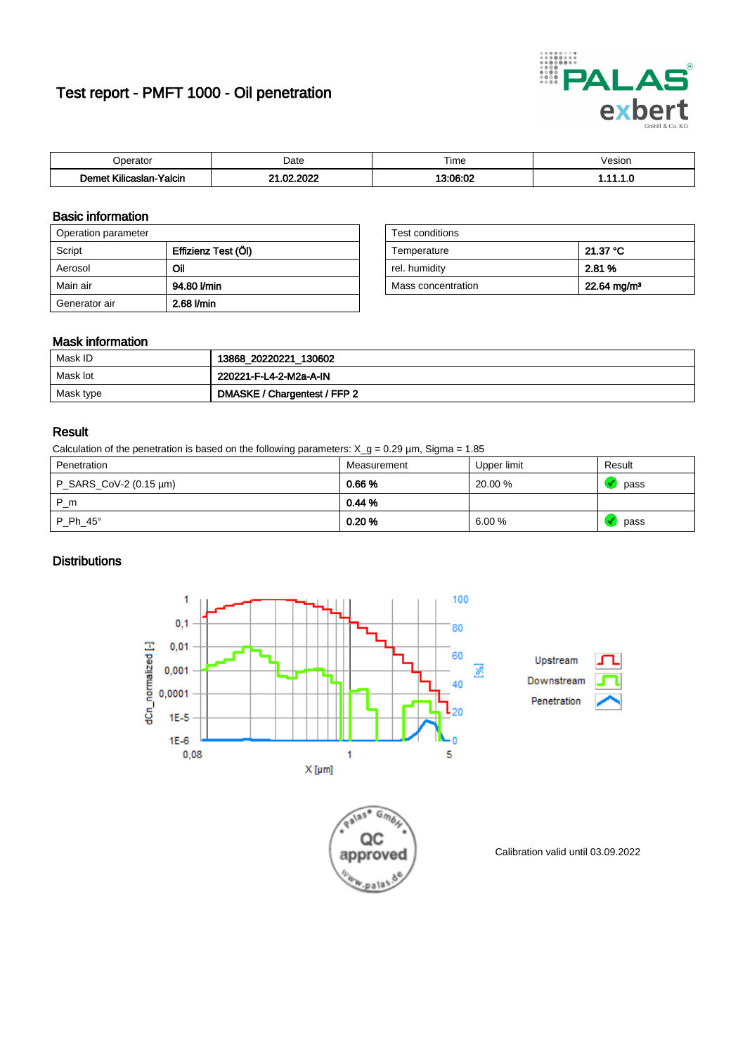# Test report - PMFT 1000 - Oil penetration

PALAS exbert GmbH & Co. KG

| Operator | Date | Time | Vesion |
|---|---|---|---|
| **Demet Kilicaslan-Yalcin** | **21.02.2022** | **13:06:02** | **1.11.1.0** |

## Basic information

| Operation parameter | |
|---|---|
| Script | **Effizienz Test (Öl)** |
| Aerosol | **Oil** |
| Main air | **94.80 l/min** |
| Generator air | **2.68 l/min** |

| Test conditions | |
|---|---|
| Temperature | **21.37 °C** |
| rel. humidity | **2.81 %** |
| Mass concentration | **22.64 mg/m³** |

## Mask information

| | |
|---|---|
| Mask ID | **13868_20220221_130602** |
| Mask lot | **220221-F-L4-2-M2a-A-IN** |
| Mask type | **DMASKE / Chargentest / FFP 2** |

## Result

Calculation of the penetration is based on the following parameters: X_g = 0.29 µm, Sigma = 1.85

| Penetration | Measurement | Upper limit | Result |
|---|---|---|---|
| P_SARS_CoV-2 (0.15 µm) | **0.66 %** | 20.00 % | pass |
| P_m | **0.44 %** | | |
| P_Ph_45° | **0.20 %** | 6.00 % | pass |

## Distributions

dCn_normalized [-]
1
0,1
0,01
0,001
0,0001
1E-5
1E-6
0,08
1
5
X [µm]
[%]
100
80
60
40
20
0
Upstream
Downstream
Penetration

Palas® GmbH
QC approved
www.palas.de

Calibration valid until 03.09.2022